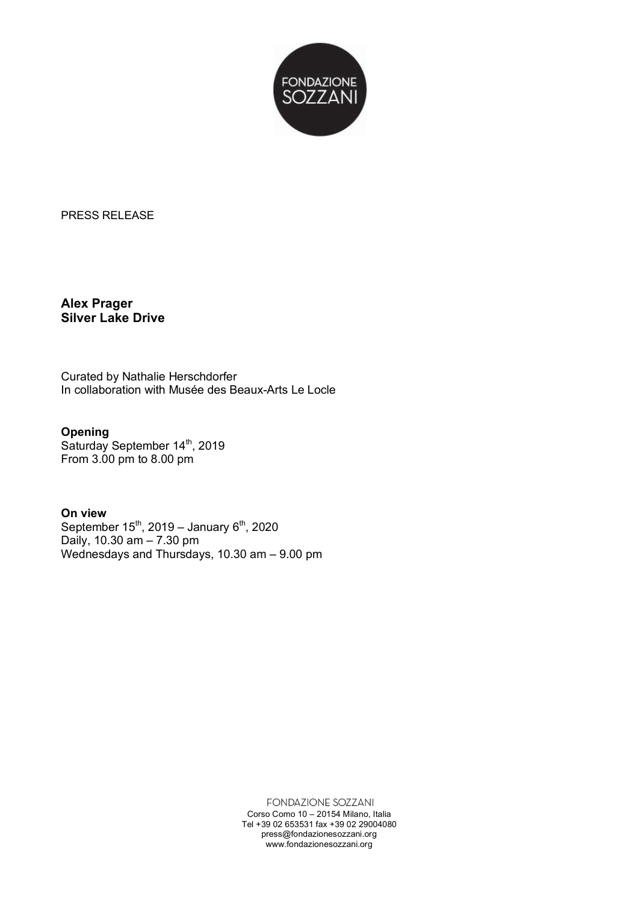FONDAZIONE SOZZANI

PRESS RELEASE

**Alex Prager**
**Silver Lake Drive**

Curated by Nathalie Herschdorfer
In collaboration with Musée des Beaux-Arts Le Locle

**Opening**
Saturday September 14th, 2019
From 3.00 pm to 8.00 pm

**On view**
September 15th, 2019 – January 6th, 2020
Daily, 10.30 am – 7.30 pm
Wednesdays and Thursdays, 10.30 am – 9.00 pm

FONDAZIONE SOZZANI
Corso Como 10 – 20154 Milano, Italia
Tel +39 02 653531 fax +39 02 29004080
press@fondazionesozzani.org
www.fondazionesozzani.org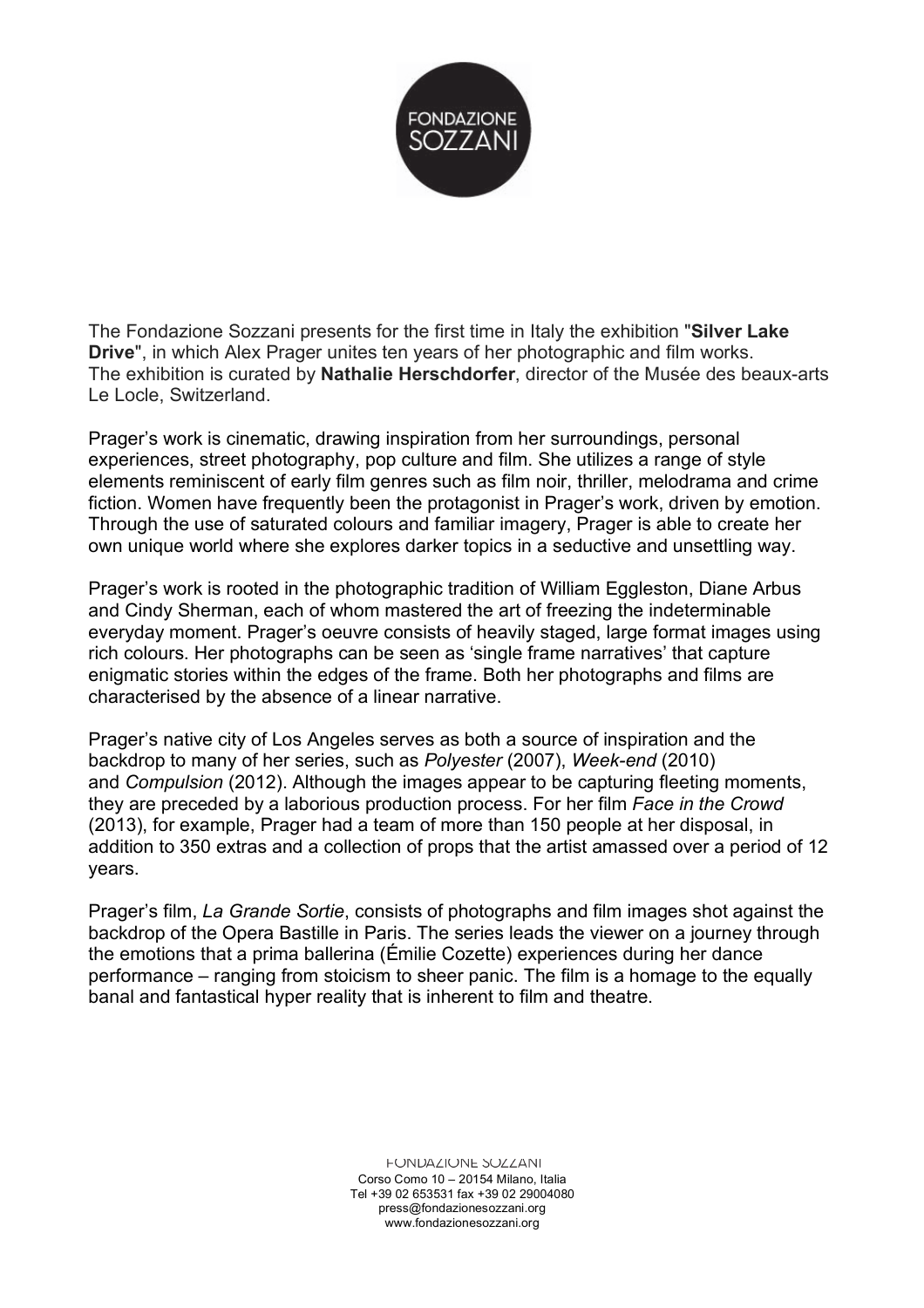The Fondazione Sozzani presents for the first time in Italy the exhibition "**Silver Lake Drive**", in which Alex Prager unites ten years of her photographic and film works. The exhibition is curated by **Nathalie Herschdorfer**, director of the Musée des beaux-arts Le Locle, Switzerland.

Prager's work is cinematic, drawing inspiration from her surroundings, personal experiences, street photography, pop culture and film. She utilizes a range of style elements reminiscent of early film genres such as film noir, thriller, melodrama and crime fiction. Women have frequently been the protagonist in Prager's work, driven by emotion. Through the use of saturated colours and familiar imagery, Prager is able to create her own unique world where she explores darker topics in a seductive and unsettling way.

Prager's work is rooted in the photographic tradition of William Eggleston, Diane Arbus and Cindy Sherman, each of whom mastered the art of freezing the indeterminable everyday moment. Prager's oeuvre consists of heavily staged, large format images using rich colours. Her photographs can be seen as 'single frame narratives' that capture enigmatic stories within the edges of the frame. Both her photographs and films are characterised by the absence of a linear narrative.

Prager's native city of Los Angeles serves as both a source of inspiration and the backdrop to many of her series, such as *Polyester* (2007), *Week-end* (2010) and *Compulsion* (2012). Although the images appear to be capturing fleeting moments, they are preceded by a laborious production process. For her film *Face in the Crowd* (2013), for example, Prager had a team of more than 150 people at her disposal, in addition to 350 extras and a collection of props that the artist amassed over a period of 12 years.

Prager's film, *La Grande Sortie*, consists of photographs and film images shot against the backdrop of the Opera Bastille in Paris. The series leads the viewer on a journey through the emotions that a prima ballerina (Émilie Cozette) experiences during her dance performance – ranging from stoicism to sheer panic. The film is a homage to the equally banal and fantastical hyper reality that is inherent to film and theatre.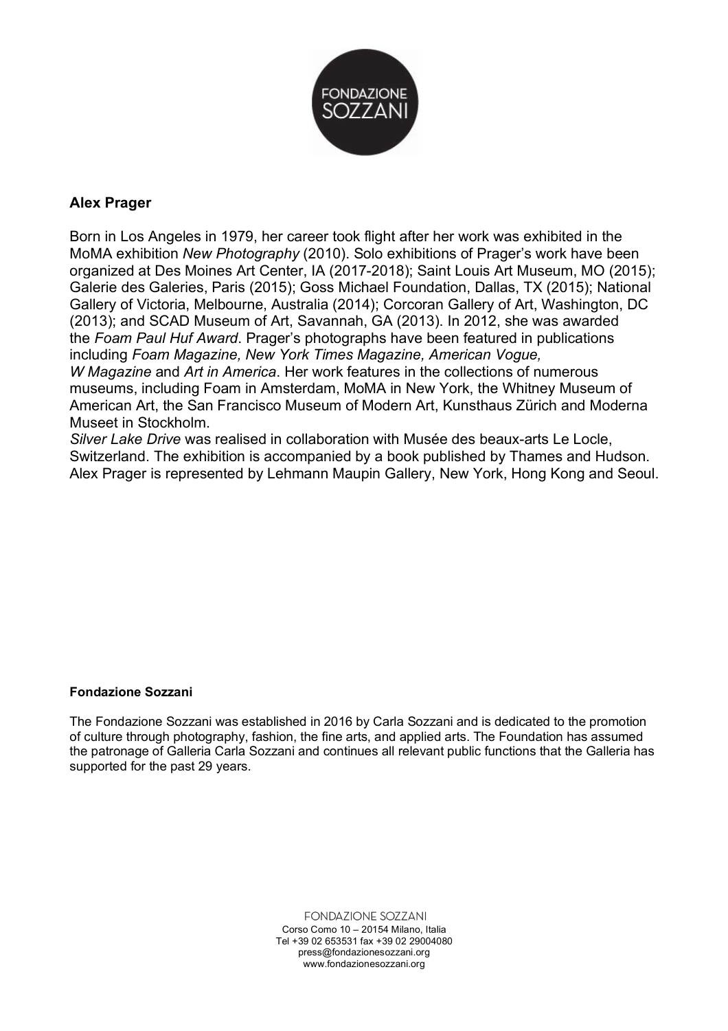FONDAZIONE SOZZANI

## Alex Prager

Born in Los Angeles in 1979, her career took flight after her work was exhibited in the MoMA exhibition *New Photography* (2010). Solo exhibitions of Prager's work have been organized at Des Moines Art Center, IA (2017-2018); Saint Louis Art Museum, MO (2015); Galerie des Galeries, Paris (2015); Goss Michael Foundation, Dallas, TX (2015); National Gallery of Victoria, Melbourne, Australia (2014); Corcoran Gallery of Art, Washington, DC (2013); and SCAD Museum of Art, Savannah, GA (2013). In 2012, she was awarded the *Foam Paul Huf Award*. Prager's photographs have been featured in publications including *Foam Magazine, New York Times Magazine, American Vogue, W Magazine* and *Art in America*. Her work features in the collections of numerous museums, including Foam in Amsterdam, MoMA in New York, the Whitney Museum of American Art, the San Francisco Museum of Modern Art, Kunsthaus Zürich and Moderna Museet in Stockholm.

*Silver Lake Drive* was realised in collaboration with Musée des beaux-arts Le Locle, Switzerland. The exhibition is accompanied by a book published by Thames and Hudson. Alex Prager is represented by Lehmann Maupin Gallery, New York, Hong Kong and Seoul.

### Fondazione Sozzani

The Fondazione Sozzani was established in 2016 by Carla Sozzani and is dedicated to the promotion of culture through photography, fashion, the fine arts, and applied arts. The Foundation has assumed the patronage of Galleria Carla Sozzani and continues all relevant public functions that the Galleria has supported for the past 29 years.

FONDAZIONE SOZZANI
Corso Como 10 – 20154 Milano, Italia
Tel +39 02 653531 fax +39 02 29004080
press@fondazionesozzani.org
www.fondazionesozzani.org